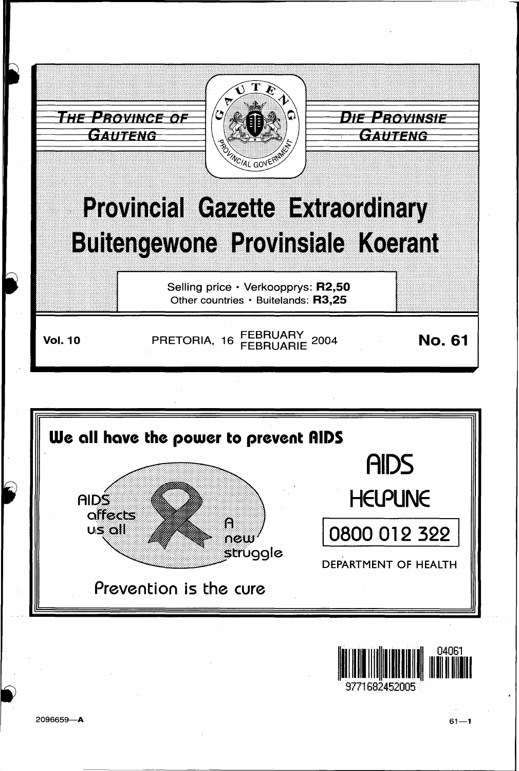THE PROVINCE OF GAUTENG

DIE PROVINSIE GAUTENG

# Provincial Gazette Extraordinary

# Buitengewone Provinsiale Koerant

Selling price • Verkoopprys: **R2,50**
Other countries • Buitelands: **R3,25**

**Vol. 10** PRETORIA, 16 FEBRUARY / FEBRUARIE 2004 **No. 61**

**We all have the power to prevent AIDS**

AIDS affects us all

A new struggle

Prevention is the cure

AIDS HELPLINE

0800 012 322

DEPARTMENT OF HEALTH

2096659—A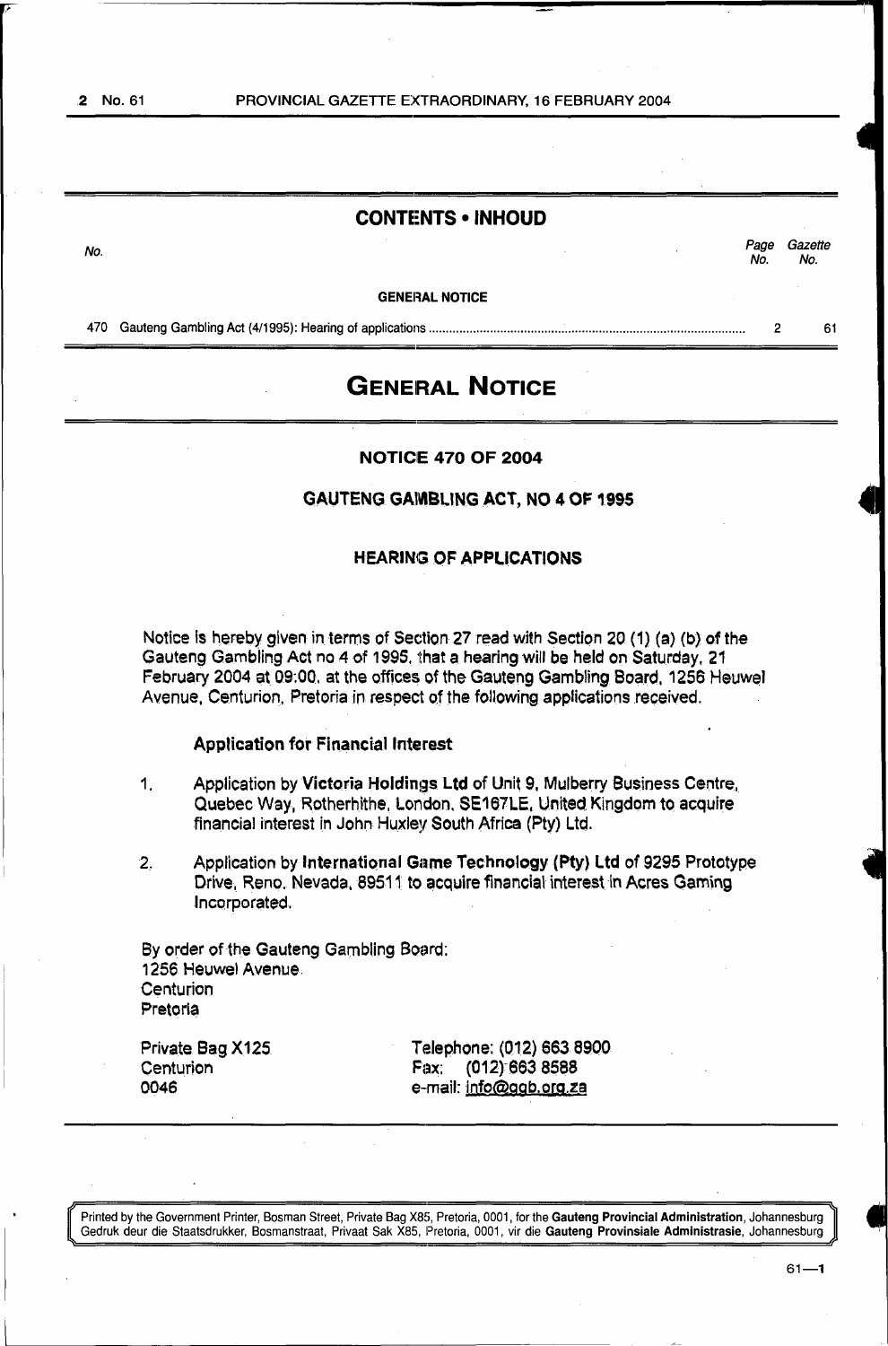## CONTENTS • INHOUD

| No. | | Page No. | Gazette No. |
|---|---|---|---|
| | **GENERAL NOTICE** | | |
| 470 | Gauteng Gambling Act (4/1995): Hearing of applications | 2 | 61 |

# GENERAL NOTICE

### NOTICE 470 OF 2004

### GAUTENG GAMBLING ACT, NO 4 OF 1995

### HEARING OF APPLICATIONS

Notice is hereby given in terms of Section 27 read with Section 20 (1) (a) (b) of the Gauteng Gambling Act no 4 of 1995, that a hearing will be held on Saturday, 21 February 2004 at 09:00, at the offices of the Gauteng Gambling Board, 1256 Heuwel Avenue, Centurion, Pretoria in respect of the following applications received.

**Application for Financial Interest**

1. Application by **Victoria Holdings Ltd** of Unit 9, Mulberry Business Centre, Quebec Way, Rotherhithe, London, SE167LE, United Kingdom to acquire financial interest in John Huxley South Africa (Pty) Ltd.

2. Application by **International Game Technology (Pty) Ltd** of 9295 Prototype Drive, Reno, Nevada, 89511 to acquire financial interest in Acres Gaming Incorporated.

By order of the Gauteng Gambling Board:
1256 Heuwel Avenue
Centurion
Pretoria

Private Bag X125
Centurion
0046

Telephone: (012) 663 8900
Fax: (012) 663 8588
e-mail: info@ggb.org.za

Printed by the Government Printer, Bosman Street, Private Bag X85, Pretoria, 0001, for the **Gauteng Provincial Administration**, Johannesburg
Gedruk deur die Staatsdrukker, Bosmanstraat, Privaat Sak X85, Pretoria, 0001, vir die **Gauteng Provinsiale Administrasie**, Johannesburg